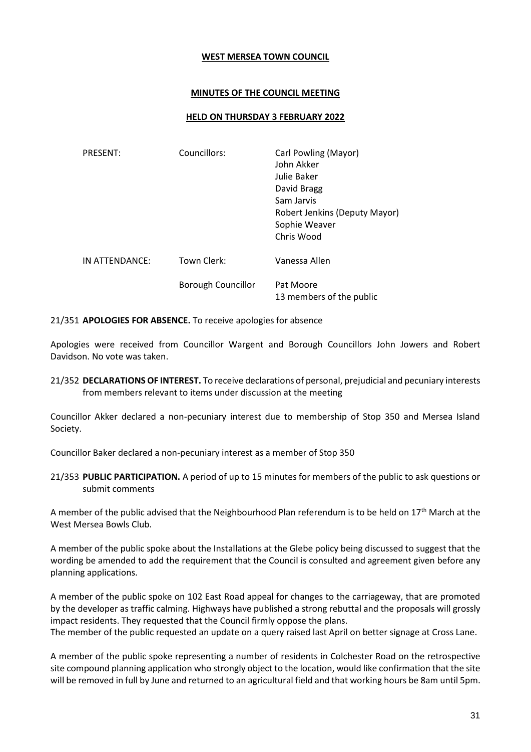**WEST MERSEA TOWN COUNCIL**

**MINUTES OF THE COUNCIL MEETING**

**HELD ON THURSDAY 3 FEBRUARY 2022**

| | | |
|---|---|---|
| PRESENT: | Councillors: | Carl Powling (Mayor) |
| | | John Akker |
| | | Julie Baker |
| | | David Bragg |
| | | Sam Jarvis |
| | | Robert Jenkins (Deputy Mayor) |
| | | Sophie Weaver |
| | | Chris Wood |
| IN ATTENDANCE: | Town Clerk: | Vanessa Allen |
| | Borough Councillor | Pat Moore |
| | | 13 members of the public |

21/351 **APOLOGIES FOR ABSENCE.** To receive apologies for absence

Apologies were received from Councillor Wargent and Borough Councillors John Jowers and Robert Davidson. No vote was taken.

21/352 **DECLARATIONS OF INTEREST.** To receive declarations of personal, prejudicial and pecuniary interests from members relevant to items under discussion at the meeting

Councillor Akker declared a non-pecuniary interest due to membership of Stop 350 and Mersea Island Society.

Councillor Baker declared a non-pecuniary interest as a member of Stop 350

21/353 **PUBLIC PARTICIPATION.** A period of up to 15 minutes for members of the public to ask questions or submit comments

A member of the public advised that the Neighbourhood Plan referendum is to be held on 17th March at the West Mersea Bowls Club.

A member of the public spoke about the Installations at the Glebe policy being discussed to suggest that the wording be amended to add the requirement that the Council is consulted and agreement given before any planning applications.

A member of the public spoke on 102 East Road appeal for changes to the carriageway, that are promoted by the developer as traffic calming. Highways have published a strong rebuttal and the proposals will grossly impact residents. They requested that the Council firmly oppose the plans.

The member of the public requested an update on a query raised last April on better signage at Cross Lane.

A member of the public spoke representing a number of residents in Colchester Road on the retrospective site compound planning application who strongly object to the location, would like confirmation that the site will be removed in full by June and returned to an agricultural field and that working hours be 8am until 5pm.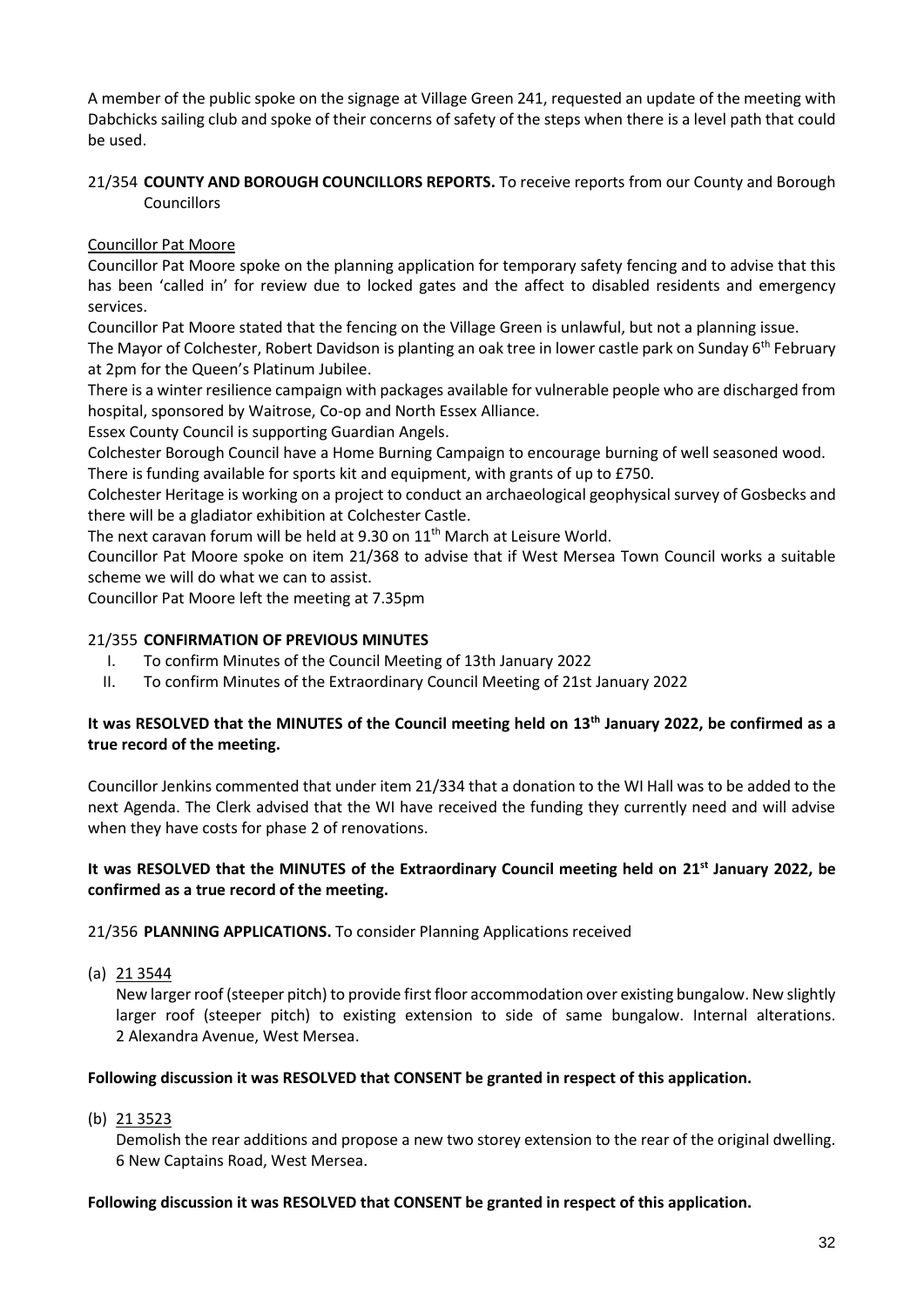A member of the public spoke on the signage at Village Green 241, requested an update of the meeting with Dabchicks sailing club and spoke of their concerns of safety of the steps when there is a level path that could be used.

21/354 **COUNTY AND BOROUGH COUNCILLORS REPORTS.** To receive reports from our County and Borough Councillors

Councillor Pat Moore

Councillor Pat Moore spoke on the planning application for temporary safety fencing and to advise that this has been 'called in' for review due to locked gates and the affect to disabled residents and emergency services.

Councillor Pat Moore stated that the fencing on the Village Green is unlawful, but not a planning issue.

The Mayor of Colchester, Robert Davidson is planting an oak tree in lower castle park on Sunday 6th February at 2pm for the Queen's Platinum Jubilee.

There is a winter resilience campaign with packages available for vulnerable people who are discharged from hospital, sponsored by Waitrose, Co-op and North Essex Alliance.

Essex County Council is supporting Guardian Angels.

Colchester Borough Council have a Home Burning Campaign to encourage burning of well seasoned wood.

There is funding available for sports kit and equipment, with grants of up to £750.

Colchester Heritage is working on a project to conduct an archaeological geophysical survey of Gosbecks and there will be a gladiator exhibition at Colchester Castle.

The next caravan forum will be held at 9.30 on 11th March at Leisure World.

Councillor Pat Moore spoke on item 21/368 to advise that if West Mersea Town Council works a suitable scheme we will do what we can to assist.

Councillor Pat Moore left the meeting at 7.35pm

21/355 **CONFIRMATION OF PREVIOUS MINUTES**

I. To confirm Minutes of the Council Meeting of 13th January 2022
II. To confirm Minutes of the Extraordinary Council Meeting of 21st January 2022

**It was RESOLVED that the MINUTES of the Council meeting held on 13th January 2022, be confirmed as a true record of the meeting.**

Councillor Jenkins commented that under item 21/334 that a donation to the WI Hall was to be added to the next Agenda. The Clerk advised that the WI have received the funding they currently need and will advise when they have costs for phase 2 of renovations.

**It was RESOLVED that the MINUTES of the Extraordinary Council meeting held on 21st January 2022, be confirmed as a true record of the meeting.**

21/356 **PLANNING APPLICATIONS.** To consider Planning Applications received

(a) 21 3544

New larger roof (steeper pitch) to provide first floor accommodation over existing bungalow. New slightly larger roof (steeper pitch) to existing extension to side of same bungalow. Internal alterations. 2 Alexandra Avenue, West Mersea.

**Following discussion it was RESOLVED that CONSENT be granted in respect of this application.**

(b) 21 3523

Demolish the rear additions and propose a new two storey extension to the rear of the original dwelling. 6 New Captains Road, West Mersea.

**Following discussion it was RESOLVED that CONSENT be granted in respect of this application.**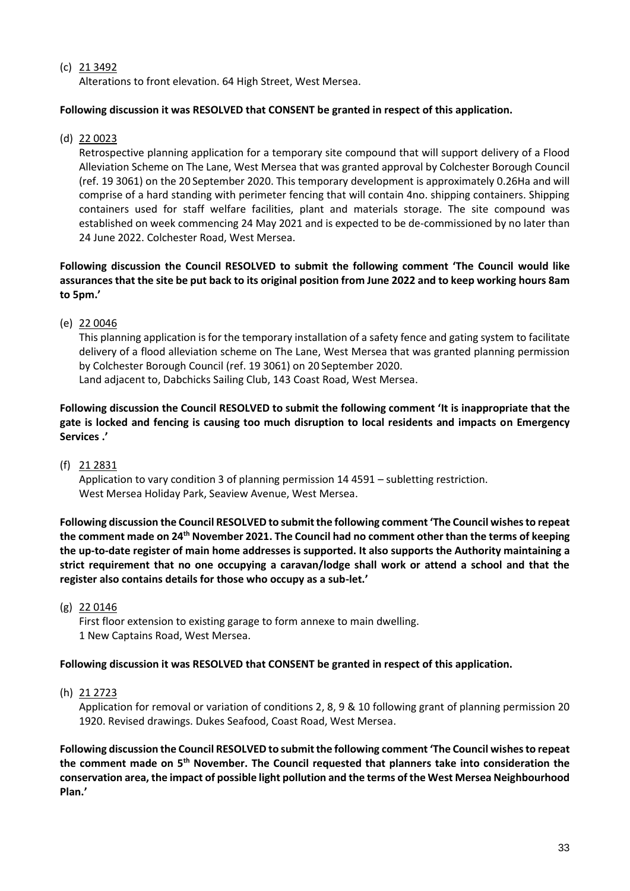(c) 21 3492

Alterations to front elevation. 64 High Street, West Mersea.

**Following discussion it was RESOLVED that CONSENT be granted in respect of this application.**

(d) 22 0023

Retrospective planning application for a temporary site compound that will support delivery of a Flood Alleviation Scheme on The Lane, West Mersea that was granted approval by Colchester Borough Council (ref. 19 3061) on the 20 September 2020. This temporary development is approximately 0.26Ha and will comprise of a hard standing with perimeter fencing that will contain 4no. shipping containers. Shipping containers used for staff welfare facilities, plant and materials storage. The site compound was established on week commencing 24 May 2021 and is expected to be de-commissioned by no later than 24 June 2022. Colchester Road, West Mersea.

**Following discussion the Council RESOLVED to submit the following comment 'The Council would like assurances that the site be put back to its original position from June 2022 and to keep working hours 8am to 5pm.'**

(e) 22 0046

This planning application is for the temporary installation of a safety fence and gating system to facilitate delivery of a flood alleviation scheme on The Lane, West Mersea that was granted planning permission by Colchester Borough Council (ref. 19 3061) on 20 September 2020.
Land adjacent to, Dabchicks Sailing Club, 143 Coast Road, West Mersea.

**Following discussion the Council RESOLVED to submit the following comment 'It is inappropriate that the gate is locked and fencing is causing too much disruption to local residents and impacts on Emergency Services .'**

(f) 21 2831

Application to vary condition 3 of planning permission 14 4591 – subletting restriction.
West Mersea Holiday Park, Seaview Avenue, West Mersea.

**Following discussion the Council RESOLVED to submit the following comment 'The Council wishes to repeat the comment made on 24th November 2021. The Council had no comment other than the terms of keeping the up-to-date register of main home addresses is supported. It also supports the Authority maintaining a strict requirement that no one occupying a caravan/lodge shall work or attend a school and that the register also contains details for those who occupy as a sub-let.'**

(g) 22 0146

First floor extension to existing garage to form annexe to main dwelling.
1 New Captains Road, West Mersea.

**Following discussion it was RESOLVED that CONSENT be granted in respect of this application.**

(h) 21 2723

Application for removal or variation of conditions 2, 8, 9 & 10 following grant of planning permission 20 1920. Revised drawings. Dukes Seafood, Coast Road, West Mersea.

**Following discussion the Council RESOLVED to submit the following comment 'The Council wishes to repeat the comment made on 5th November. The Council requested that planners take into consideration the conservation area, the impact of possible light pollution and the terms of the West Mersea Neighbourhood Plan.'**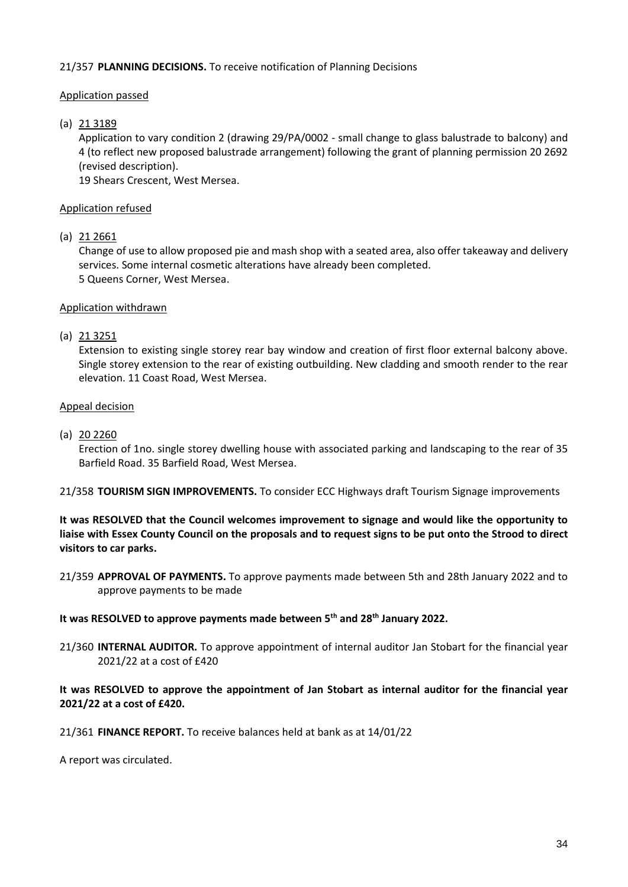21/357 **PLANNING DECISIONS.** To receive notification of Planning Decisions

Application passed

(a) 21 3189

Application to vary condition 2 (drawing 29/PA/0002 - small change to glass balustrade to balcony) and 4 (to reflect new proposed balustrade arrangement) following the grant of planning permission 20 2692 (revised description).

19 Shears Crescent, West Mersea.

Application refused

(a) 21 2661

Change of use to allow proposed pie and mash shop with a seated area, also offer takeaway and delivery services. Some internal cosmetic alterations have already been completed.

5 Queens Corner, West Mersea.

Application withdrawn

(a) 21 3251

Extension to existing single storey rear bay window and creation of first floor external balcony above. Single storey extension to the rear of existing outbuilding. New cladding and smooth render to the rear elevation. 11 Coast Road, West Mersea.

Appeal decision

(a) 20 2260

Erection of 1no. single storey dwelling house with associated parking and landscaping to the rear of 35 Barfield Road. 35 Barfield Road, West Mersea.

21/358 **TOURISM SIGN IMPROVEMENTS.** To consider ECC Highways draft Tourism Signage improvements

**It was RESOLVED that the Council welcomes improvement to signage and would like the opportunity to liaise with Essex County Council on the proposals and to request signs to be put onto the Strood to direct visitors to car parks.**

21/359 **APPROVAL OF PAYMENTS.** To approve payments made between 5th and 28th January 2022 and to approve payments to be made

**It was RESOLVED to approve payments made between 5th and 28th January 2022.**

21/360 **INTERNAL AUDITOR.** To approve appointment of internal auditor Jan Stobart for the financial year 2021/22 at a cost of £420

**It was RESOLVED to approve the appointment of Jan Stobart as internal auditor for the financial year 2021/22 at a cost of £420.**

21/361 **FINANCE REPORT.** To receive balances held at bank as at 14/01/22

A report was circulated.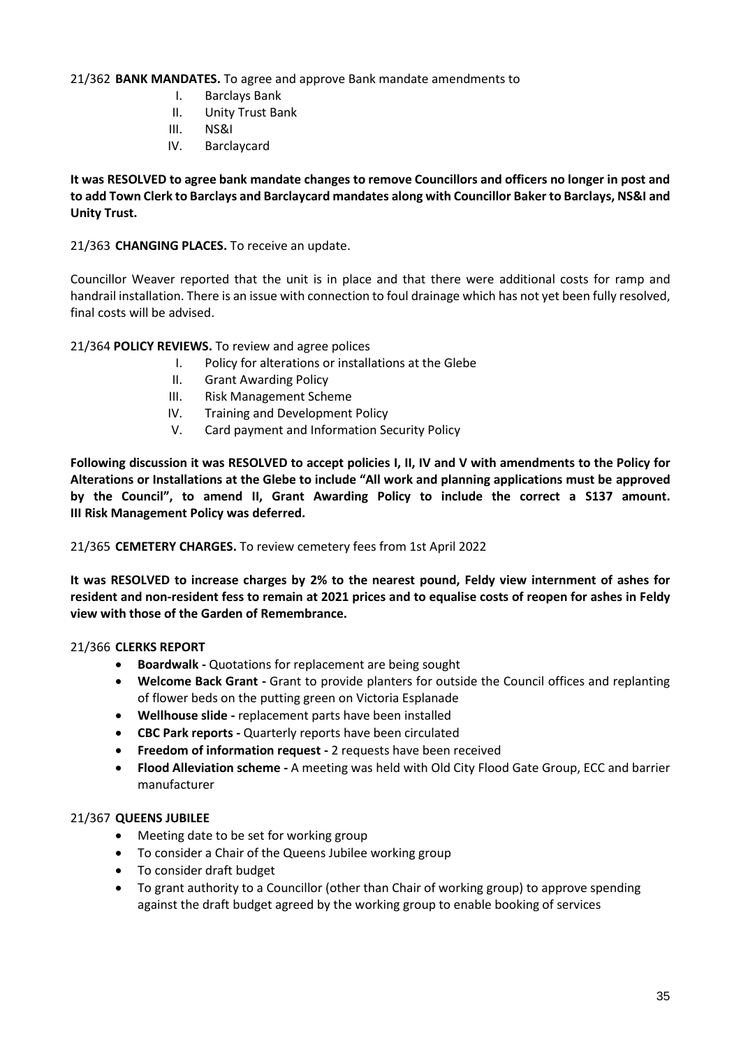21/362 **BANK MANDATES.** To agree and approve Bank mandate amendments to

I. Barclays Bank
II. Unity Trust Bank
III. NS&I
IV. Barclaycard

**It was RESOLVED to agree bank mandate changes to remove Councillors and officers no longer in post and to add Town Clerk to Barclays and Barclaycard mandates along with Councillor Baker to Barclays, NS&I and Unity Trust.**

21/363 **CHANGING PLACES.** To receive an update.

Councillor Weaver reported that the unit is in place and that there were additional costs for ramp and handrail installation. There is an issue with connection to foul drainage which has not yet been fully resolved, final costs will be advised.

21/364 **POLICY REVIEWS.** To review and agree polices

I. Policy for alterations or installations at the Glebe
II. Grant Awarding Policy
III. Risk Management Scheme
IV. Training and Development Policy
V. Card payment and Information Security Policy

**Following discussion it was RESOLVED to accept policies I, II, IV and V with amendments to the Policy for Alterations or Installations at the Glebe to include "All work and planning applications must be approved by the Council", to amend II, Grant Awarding Policy to include the correct a S137 amount. III Risk Management Policy was deferred.**

21/365 **CEMETERY CHARGES.** To review cemetery fees from 1st April 2022

**It was RESOLVED to increase charges by 2% to the nearest pound, Feldy view internment of ashes for resident and non-resident fess to remain at 2021 prices and to equalise costs of reopen for ashes in Feldy view with those of the Garden of Remembrance.**

21/366 **CLERKS REPORT**

- **Boardwalk -** Quotations for replacement are being sought
- **Welcome Back Grant -** Grant to provide planters for outside the Council offices and replanting of flower beds on the putting green on Victoria Esplanade
- **Wellhouse slide -** replacement parts have been installed
- **CBC Park reports -** Quarterly reports have been circulated
- **Freedom of information request -** 2 requests have been received
- **Flood Alleviation scheme -** A meeting was held with Old City Flood Gate Group, ECC and barrier manufacturer

21/367 **QUEENS JUBILEE**

- Meeting date to be set for working group
- To consider a Chair of the Queens Jubilee working group
- To consider draft budget
- To grant authority to a Councillor (other than Chair of working group) to approve spending against the draft budget agreed by the working group to enable booking of services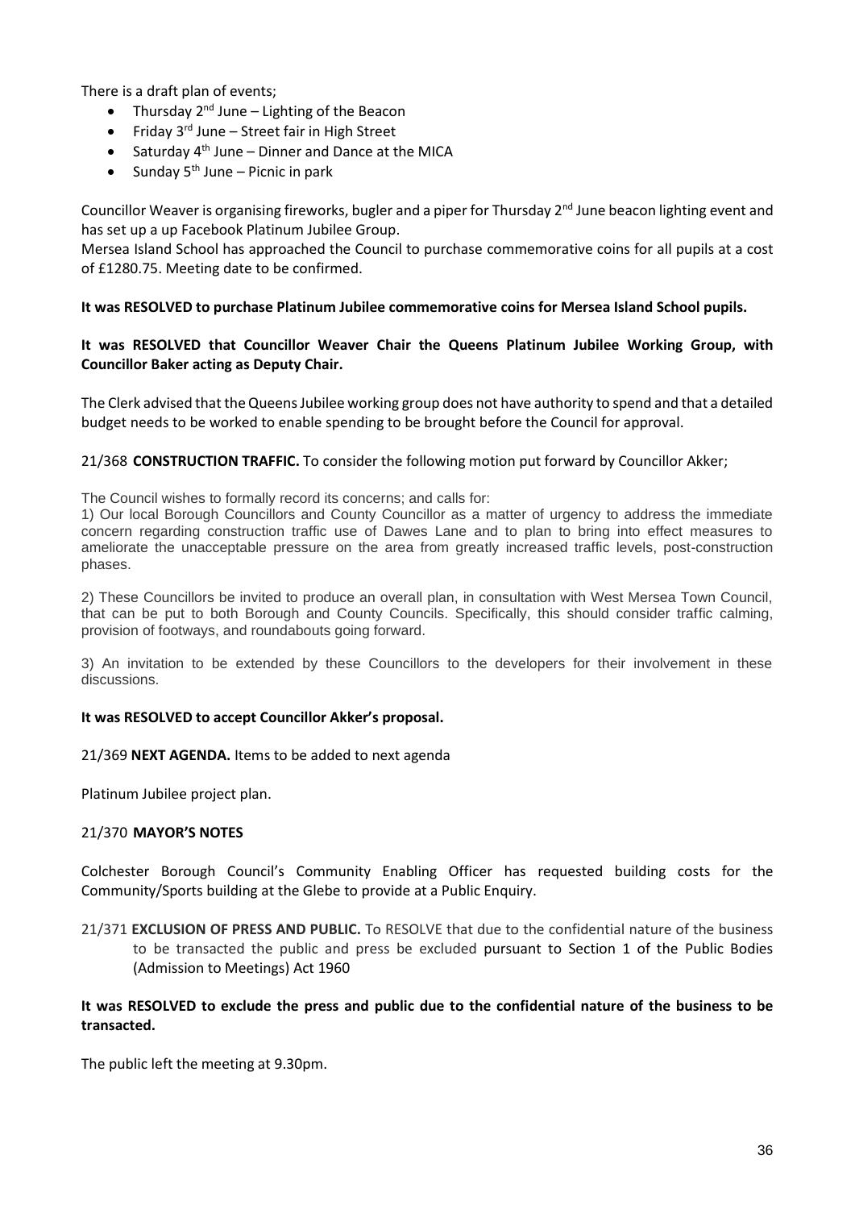There is a draft plan of events;

- Thursday 2nd June – Lighting of the Beacon
- Friday 3rd June – Street fair in High Street
- Saturday 4th June – Dinner and Dance at the MICA
- Sunday 5th June – Picnic in park

Councillor Weaver is organising fireworks, bugler and a piper for Thursday 2nd June beacon lighting event and has set up a up Facebook Platinum Jubilee Group.

Mersea Island School has approached the Council to purchase commemorative coins for all pupils at a cost of £1280.75. Meeting date to be confirmed.

**It was RESOLVED to purchase Platinum Jubilee commemorative coins for Mersea Island School pupils.**

**It was RESOLVED that Councillor Weaver Chair the Queens Platinum Jubilee Working Group, with Councillor Baker acting as Deputy Chair.**

The Clerk advised that the Queens Jubilee working group does not have authority to spend and that a detailed budget needs to be worked to enable spending to be brought before the Council for approval.

21/368 **CONSTRUCTION TRAFFIC.** To consider the following motion put forward by Councillor Akker;

The Council wishes to formally record its concerns; and calls for:

1) Our local Borough Councillors and County Councillor as a matter of urgency to address the immediate concern regarding construction traffic use of Dawes Lane and to plan to bring into effect measures to ameliorate the unacceptable pressure on the area from greatly increased traffic levels, post-construction phases.

2) These Councillors be invited to produce an overall plan, in consultation with West Mersea Town Council, that can be put to both Borough and County Councils. Specifically, this should consider traffic calming, provision of footways, and roundabouts going forward.

3) An invitation to be extended by these Councillors to the developers for their involvement in these discussions.

**It was RESOLVED to accept Councillor Akker's proposal.**

21/369 **NEXT AGENDA.** Items to be added to next agenda

Platinum Jubilee project plan.

21/370 **MAYOR'S NOTES**

Colchester Borough Council's Community Enabling Officer has requested building costs for the Community/Sports building at the Glebe to provide at a Public Enquiry.

21/371 **EXCLUSION OF PRESS AND PUBLIC.** To RESOLVE that due to the confidential nature of the business to be transacted the public and press be excluded pursuant to Section 1 of the Public Bodies (Admission to Meetings) Act 1960

**It was RESOLVED to exclude the press and public due to the confidential nature of the business to be transacted.**

The public left the meeting at 9.30pm.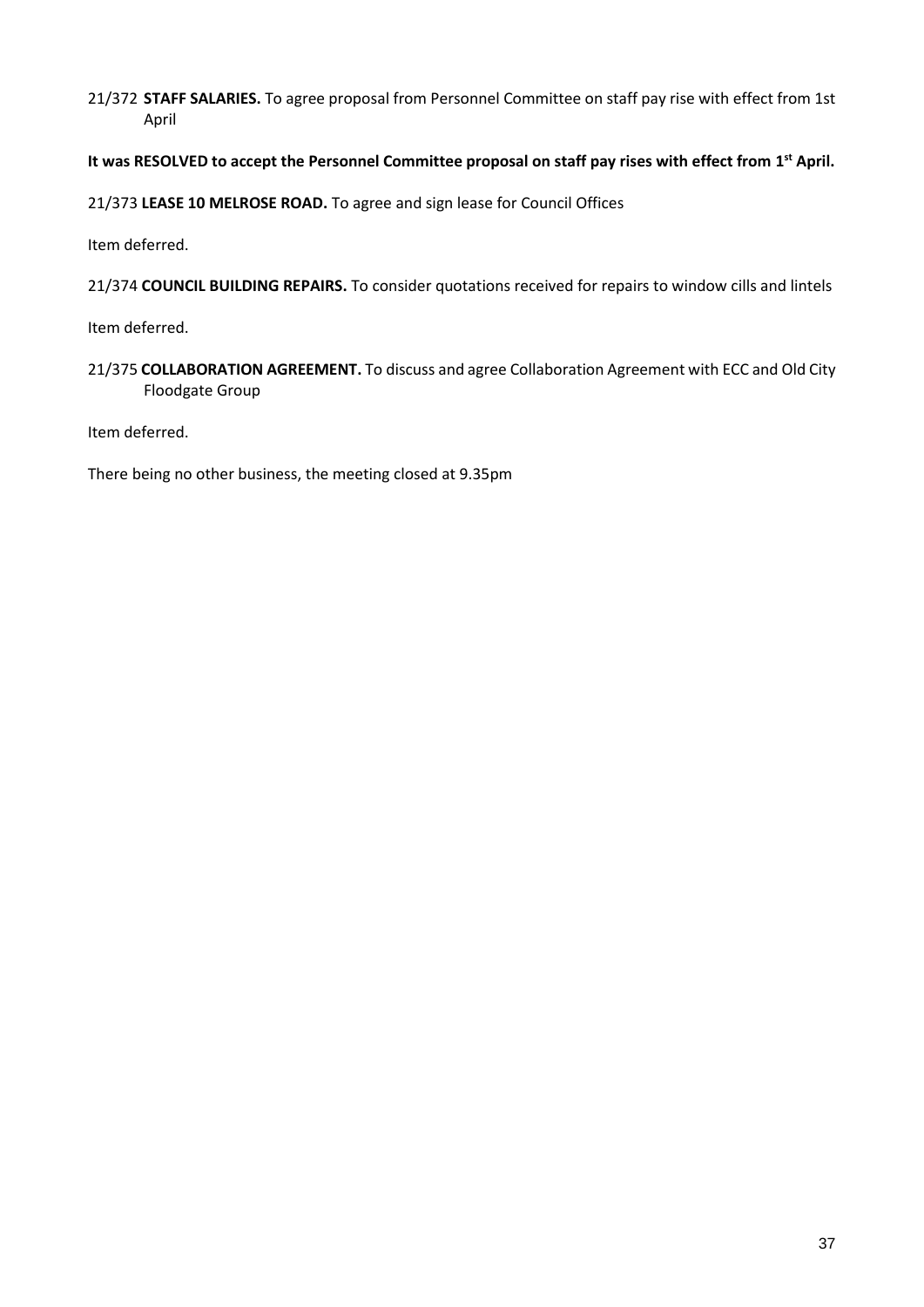21/372 **STAFF SALARIES.** To agree proposal from Personnel Committee on staff pay rise with effect from 1st April

**It was RESOLVED to accept the Personnel Committee proposal on staff pay rises with effect from 1st April.**

21/373 **LEASE 10 MELROSE ROAD.** To agree and sign lease for Council Offices

Item deferred.

21/374 **COUNCIL BUILDING REPAIRS.** To consider quotations received for repairs to window cills and lintels

Item deferred.

21/375 **COLLABORATION AGREEMENT.** To discuss and agree Collaboration Agreement with ECC and Old City Floodgate Group

Item deferred.

There being no other business, the meeting closed at 9.35pm